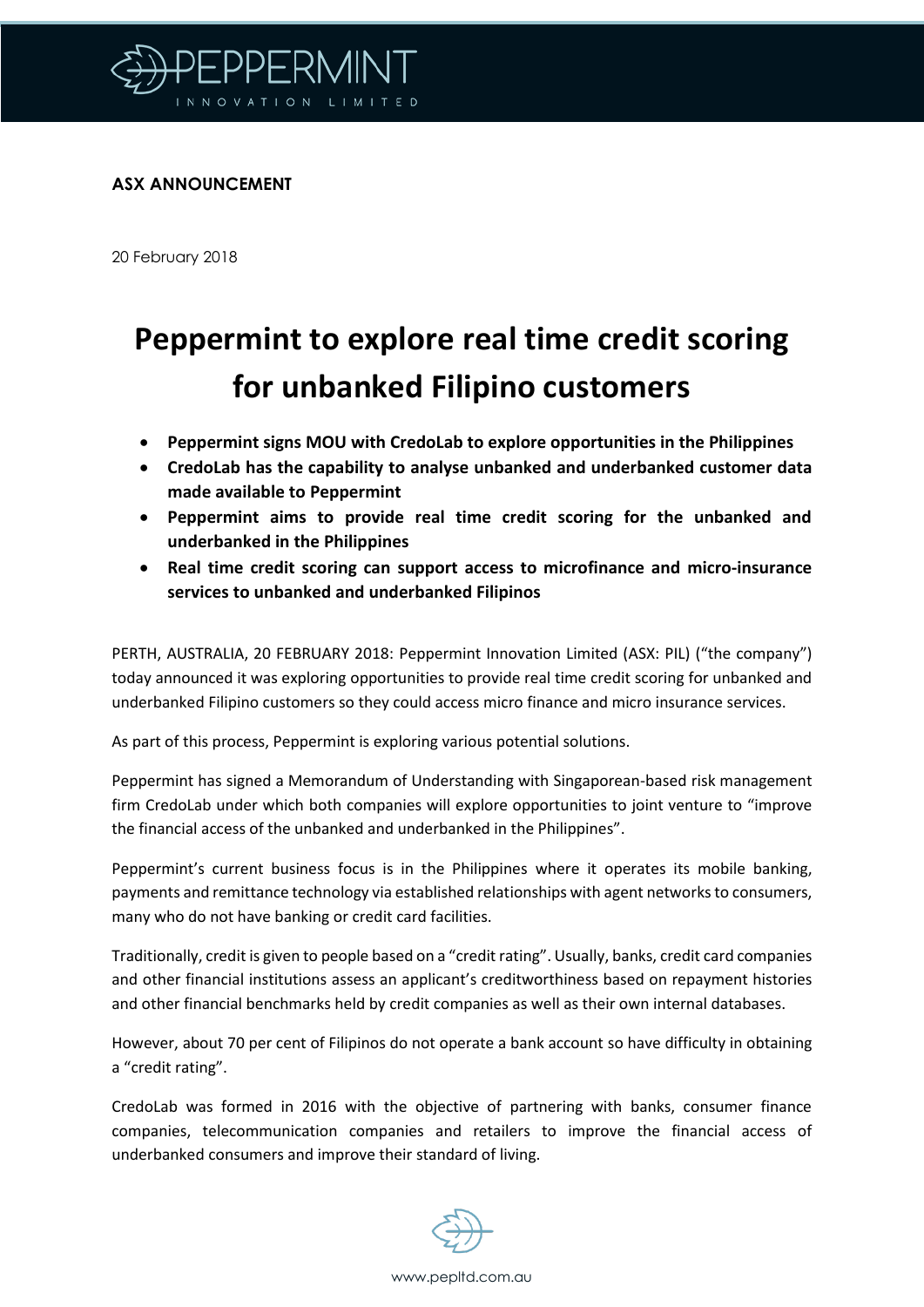**ASX ANNOUNCEMENT**

20 February 2018

# Peppermint to explore real time credit scoring for unbanked Filipino customers

- **Peppermint signs MOU with CredoLab to explore opportunities in the Philippines**
- **CredoLab has the capability to analyse unbanked and underbanked customer data made available to Peppermint**
- **Peppermint aims to provide real time credit scoring for the unbanked and underbanked in the Philippines**
- **Real time credit scoring can support access to microfinance and micro-insurance services to unbanked and underbanked Filipinos**

PERTH, AUSTRALIA, 20 FEBRUARY 2018: Peppermint Innovation Limited (ASX: PIL) ("the company") today announced it was exploring opportunities to provide real time credit scoring for unbanked and underbanked Filipino customers so they could access micro finance and micro insurance services.

As part of this process, Peppermint is exploring various potential solutions.

Peppermint has signed a Memorandum of Understanding with Singaporean-based risk management firm CredoLab under which both companies will explore opportunities to joint venture to "improve the financial access of the unbanked and underbanked in the Philippines".

Peppermint's current business focus is in the Philippines where it operates its mobile banking, payments and remittance technology via established relationships with agent networks to consumers, many who do not have banking or credit card facilities.

Traditionally, credit is given to people based on a "credit rating". Usually, banks, credit card companies and other financial institutions assess an applicant's creditworthiness based on repayment histories and other financial benchmarks held by credit companies as well as their own internal databases.

However, about 70 per cent of Filipinos do not operate a bank account so have difficulty in obtaining a "credit rating".

CredoLab was formed in 2016 with the objective of partnering with banks, consumer finance companies, telecommunication companies and retailers to improve the financial access of underbanked consumers and improve their standard of living.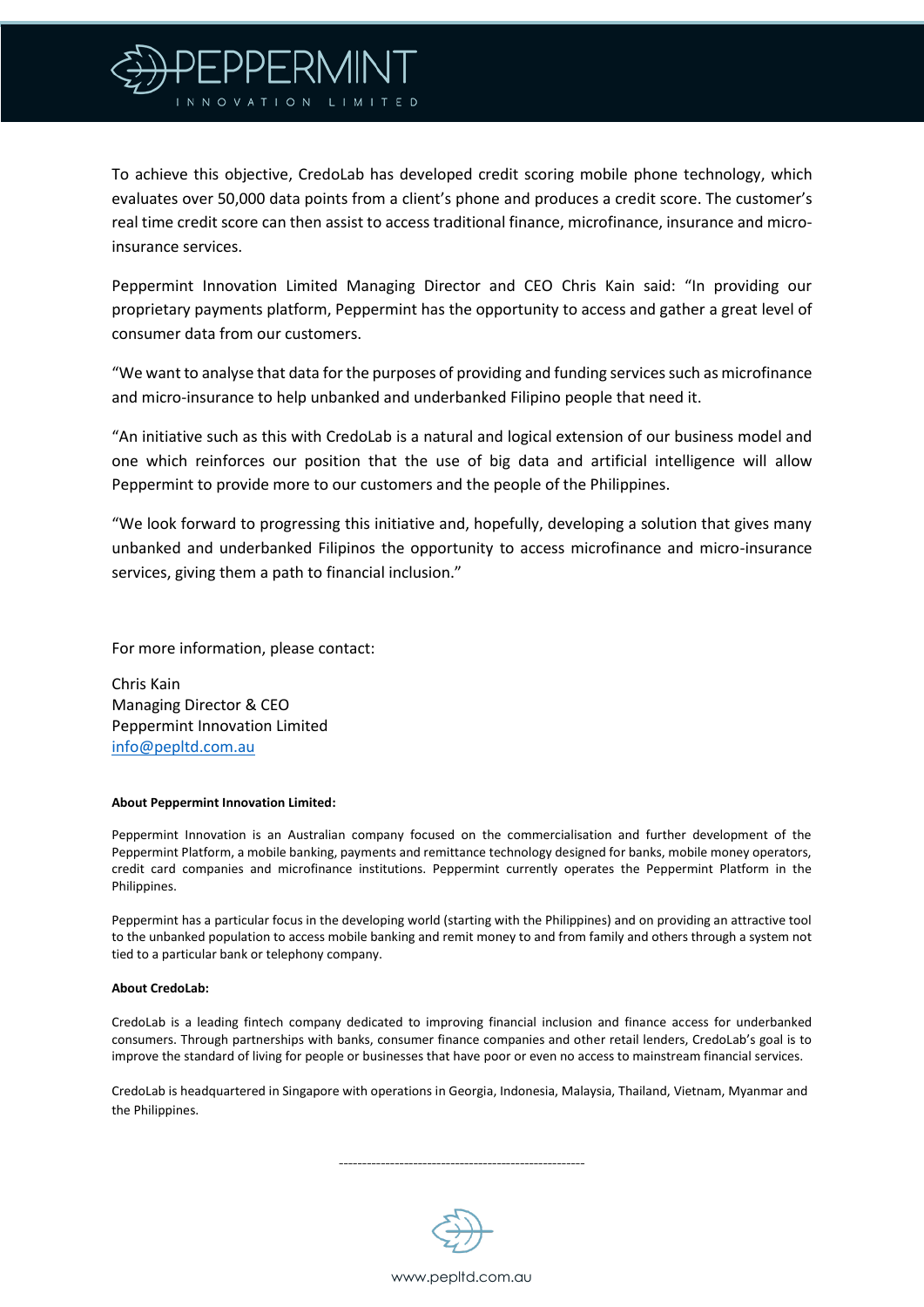To achieve this objective, CredoLab has developed credit scoring mobile phone technology, which evaluates over 50,000 data points from a client's phone and produces a credit score. The customer's real time credit score can then assist to access traditional finance, microfinance, insurance and micro-insurance services.

Peppermint Innovation Limited Managing Director and CEO Chris Kain said: "In providing our proprietary payments platform, Peppermint has the opportunity to access and gather a great level of consumer data from our customers.

"We want to analyse that data for the purposes of providing and funding services such as microfinance and micro-insurance to help unbanked and underbanked Filipino people that need it.

"An initiative such as this with CredoLab is a natural and logical extension of our business model and one which reinforces our position that the use of big data and artificial intelligence will allow Peppermint to provide more to our customers and the people of the Philippines.

"We look forward to progressing this initiative and, hopefully, developing a solution that gives many unbanked and underbanked Filipinos the opportunity to access microfinance and micro-insurance services, giving them a path to financial inclusion."

For more information, please contact:

Chris Kain
Managing Director & CEO
Peppermint Innovation Limited
info@pepltd.com.au

**About Peppermint Innovation Limited:**

Peppermint Innovation is an Australian company focused on the commercialisation and further development of the Peppermint Platform, a mobile banking, payments and remittance technology designed for banks, mobile money operators, credit card companies and microfinance institutions. Peppermint currently operates the Peppermint Platform in the Philippines.

Peppermint has a particular focus in the developing world (starting with the Philippines) and on providing an attractive tool to the unbanked population to access mobile banking and remit money to and from family and others through a system not tied to a particular bank or telephony company.

**About CredoLab:**

CredoLab is a leading fintech company dedicated to improving financial inclusion and finance access for underbanked consumers. Through partnerships with banks, consumer finance companies and other retail lenders, CredoLab's goal is to improve the standard of living for people or businesses that have poor or even no access to mainstream financial services.

CredoLab is headquartered in Singapore with operations in Georgia, Indonesia, Malaysia, Thailand, Vietnam, Myanmar and the Philippines.

-----------------------------------------------------